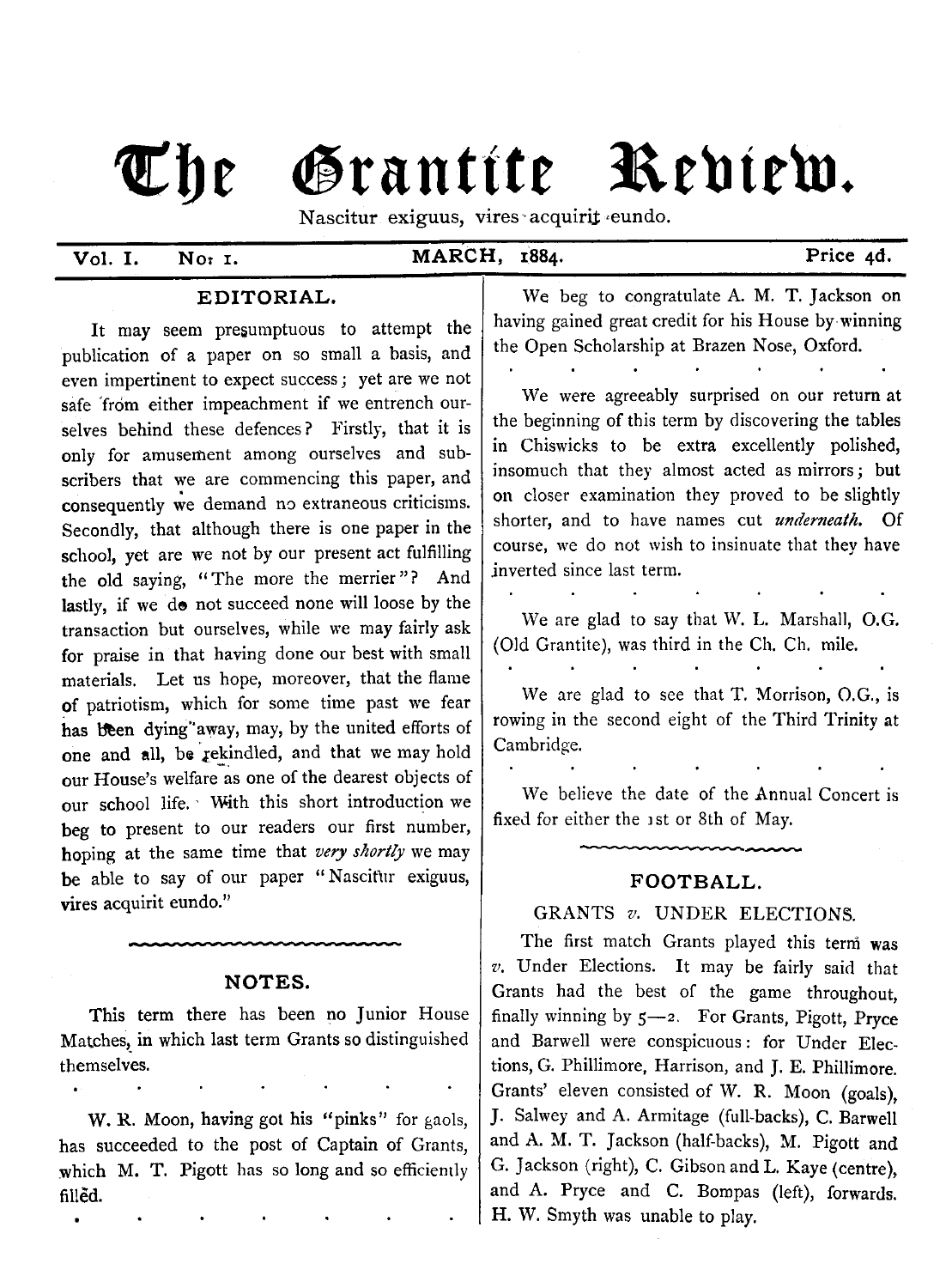# The Grantite Review.

Nascitur exiguus, vires acquirit eundo.

Vol. I. No. 1. **MARCH, 1884.** Price 4d.

## EDITORIAL.

It may seem presumptuous to attempt the publication of a paper on so small a basis, and even impertinent to expect success; yet are we not safe from either impeachment if we entrench ourselves behind these defences? Firstly, that it is only for amusement among ourselves and subscribers that we are commencing this paper, and consequently we demand no extraneous criticisms. Secondly, that although there is one paper in the school, yet are we not by our present act fulfilling the old saying, "The more the merrier"? And lastly, if we do not succeed none will loose by the transaction but ourselves, while we may fairly ask for praise in that having done our best with small materials. Let us hope, moreover, that the flame of patriotism, which for some time past we fear has been dying away, may, by the united efforts of one and all, be rekindled, and that we may hold our House's welfare as one of the dearest objects of our school life. With this short introduction we beg to present to our readers our first number, hoping at the same time that *very shortly* we may be able to say of our paper "Nascitur exiguus, vires acquirit eundo."

## NOTES.

This term there has been no Junior House Matches, in which last term Grants so distinguished themselves.

. . . . . . .

W. R. Moon, having got his "pinks" for gaols, has succeeded to the post of Captain of Grants, which M. T. Pigott has so long and so efficiently filled.

. . . . . . .

We beg to congratulate A. M. T. Jackson on having gained great credit for his House by winning the Open Scholarship at Brazen Nose, Oxford.

. . . . . . .

We were agreeably surprised on our return at the beginning of this term by discovering the tables in Chiswicks to be extra excellently polished, insomuch that they almost acted as mirrors; but on closer examination they proved to be slightly shorter, and to have names cut *underneath.* Of course, we do not wish to insinuate that they have inverted since last term.

. . . . . . .

We are glad to say that W. L. Marshall, O.G. (Old Grantite), was third in the Ch. Ch. mile.

. . . . . . .

We are glad to see that T. Morrison, O.G., is rowing in the second eight of the Third Trinity at Cambridge.

. . . . . . .

We believe the date of the Annual Concert is fixed for either the 1st or 8th of May.

## FOOTBALL.

### GRANTS *v.* UNDER ELECTIONS.

The first match Grants played this term was *v.* Under Elections. It may be fairly said that Grants had the best of the game throughout, finally winning by 5—2. For Grants, Pigott, Pryce and Barwell were conspicuous: for Under Elections, G. Phillimore, Harrison, and J. E. Phillimore. Grants' eleven consisted of W. R. Moon (goals), J. Salwey and A. Armitage (full-backs), C. Barwell and A. M. T. Jackson (half-backs), M. Pigott and G. Jackson (right), C. Gibson and L. Kaye (centre), and A. Pryce and C. Bompas (left), forwards. H. W. Smyth was unable to play.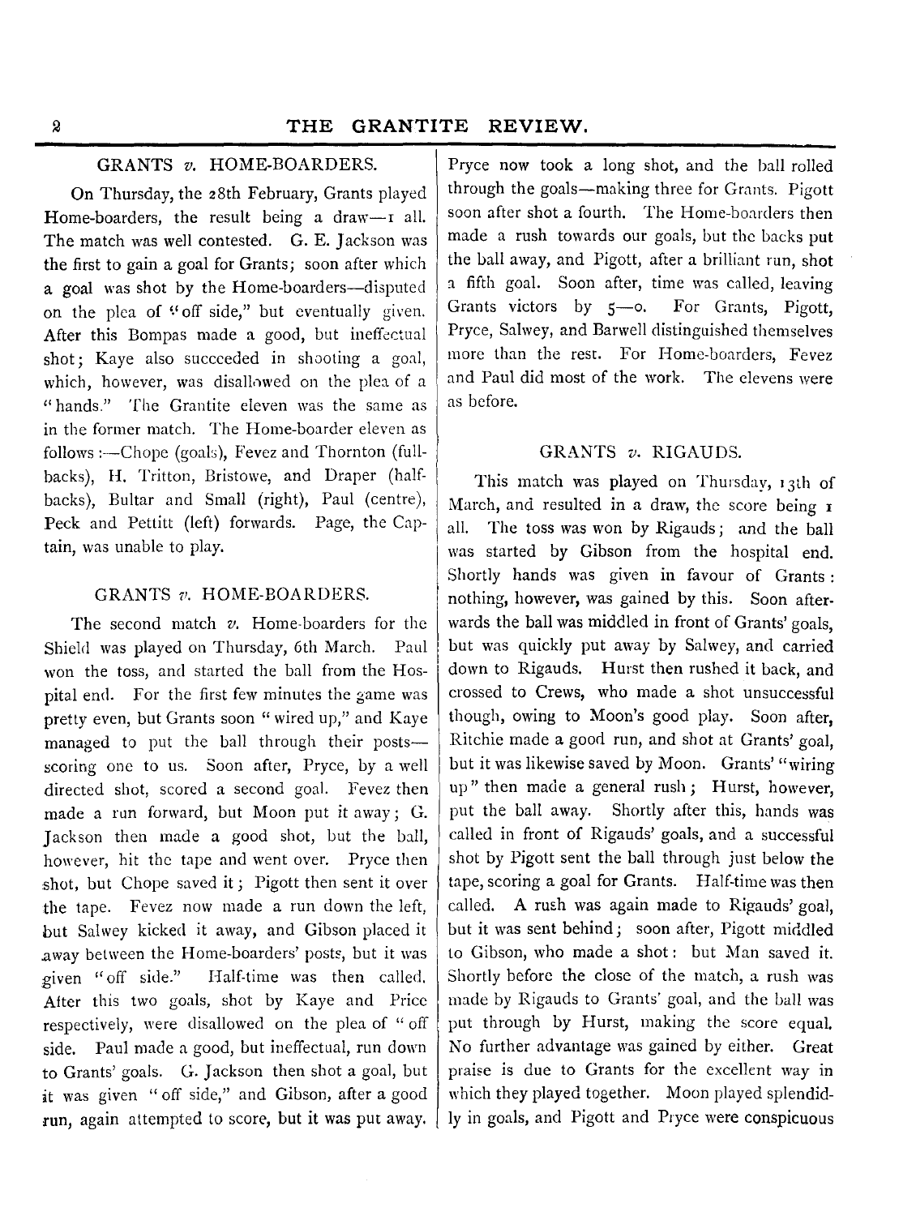## GRANTS *v.* HOME-BOARDERS.

On Thursday, the 28th February, Grants played Home-boarders, the result being a draw—1 all. The match was well contested. G. E. Jackson was the first to gain a goal for Grants; soon after which a goal was shot by the Home-boarders—disputed on the plea of "off side," but eventually given. After this Bompas made a good, but ineffectual shot; Kaye also succeeded in shooting a goal, which, however, was disallowed on the plea of a "hands." The Grantite eleven was the same as in the former match. The Home-boarder eleven as follows:—Chope (goals), Fevez and Thornton (full-backs), H. Tritton, Bristowe, and Draper (half-backs), Bultar and Small (right), Paul (centre), Peck and Pettitt (left) forwards. Page, the Captain, was unable to play.

## GRANTS *v.* HOME-BOARDERS.

The second match *v.* Home-boarders for the Shield was played on Thursday, 6th March. Paul won the toss, and started the ball from the Hospital end. For the first few minutes the game was pretty even, but Grants soon "wired up," and Kaye managed to put the ball through their posts—scoring one to us. Soon after, Pryce, by a well directed shot, scored a second goal. Fevez then made a run forward, but Moon put it away; G. Jackson then made a good shot, but the ball, however, hit the tape and went over. Pryce then shot, but Chope saved it; Pigott then sent it over the tape. Fevez now made a run down the left, but Salwey kicked it away, and Gibson placed it away between the Home-boarders' posts, but it was given "off side." Half-time was then called. After this two goals, shot by Kaye and Price respectively, were disallowed on the plea of "off side. Paul made a good, but ineffectual, run down to Grants' goals. G. Jackson then shot a goal, but it was given "off side," and Gibson, after a good run, again attempted to score, but it was put away. Pryce now took a long shot, and the ball rolled through the goals—making three for Grants. Pigott soon after shot a fourth. The Home-boarders then made a rush towards our goals, but the backs put the ball away, and Pigott, after a brilliant run, shot a fifth goal. Soon after, time was called, leaving Grants victors by 5—0. For Grants, Pigott, Pryce, Salwey, and Barwell distinguished themselves more than the rest. For Home-boarders, Fevez and Paul did most of the work. The elevens were as before.

## GRANTS *v.* RIGAUDS.

This match was played on Thursday, 13th of March, and resulted in a draw, the score being 1 all. The toss was won by Rigauds; and the ball was started by Gibson from the hospital end. Shortly hands was given in favour of Grants: nothing, however, was gained by this. Soon afterwards the ball was middled in front of Grants' goals, but was quickly put away by Salwey, and carried down to Rigauds. Hurst then rushed it back, and crossed to Crews, who made a shot unsuccessful though, owing to Moon's good play. Soon after, Ritchie made a good run, and shot at Grants' goal, but it was likewise saved by Moon. Grants' "wiring up" then made a general rush; Hurst, however, put the ball away. Shortly after this, hands was called in front of Rigauds' goals, and a successful shot by Pigott sent the ball through just below the tape, scoring a goal for Grants. Half-time was then called. A rush was again made to Rigauds' goal, but it was sent behind; soon after, Pigott middled to Gibson, who made a shot: but Man saved it. Shortly before the close of the match, a rush was made by Rigauds to Grants' goal, and the ball was put through by Hurst, making the score equal. No further advantage was gained by either. Great praise is due to Grants for the excellent way in which they played together. Moon played splendidly in goals, and Pigott and Pryce were conspicuous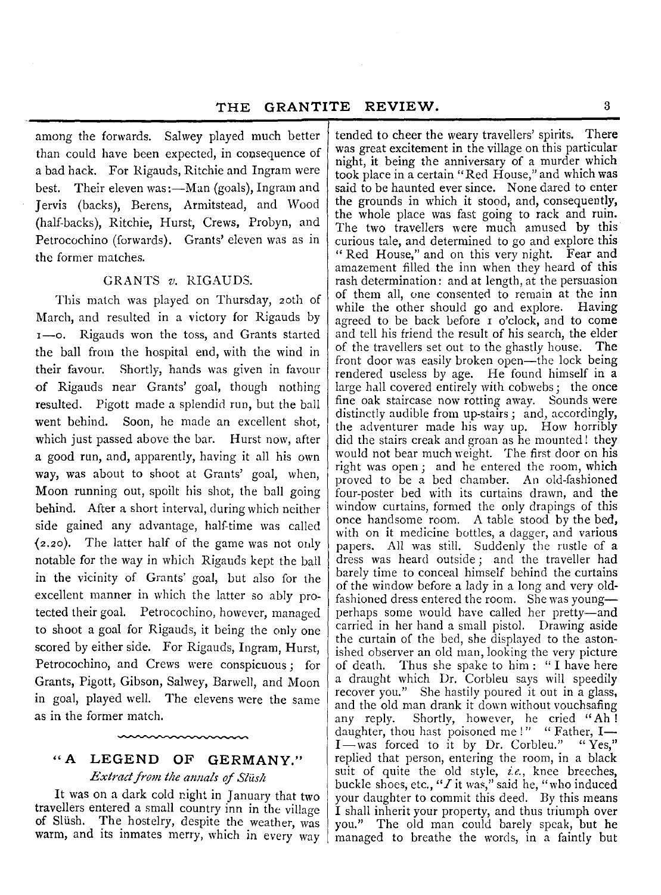among the forwards. Salwey played much better than could have been expected, in consequence of a bad hack. For Rigauds, Ritchie and Ingram were best. Their eleven was:—Man (goals), Ingram and Jervis (backs), Berens, Armitstead, and Wood (half-backs), Ritchie, Hurst, Crews, Probyn, and Petrocochino (forwards). Grants' eleven was as in the former matches.

### GRANTS *v.* RIGAUDS.

This match was played on Thursday, 20th of March, and resulted in a victory for Rigauds by 1—0. Rigauds won the toss, and Grants started the ball from the hospital end, with the wind in their favour. Shortly, hands was given in favour of Rigauds near Grants' goal, though nothing resulted. Pigott made a splendid run, but the ball went behind. Soon, he made an excellent shot, which just passed above the bar. Hurst now, after a good run, and, apparently, having it all his own way, was about to shoot at Grants' goal, when, Moon running out, spoilt his shot, the ball going behind. After a short interval, during which neither side gained any advantage, half-time was called (2.20). The latter half of the game was not only notable for the way in which Rigauds kept the ball in the vicinity of Grants' goal, but also for the excellent manner in which the latter so ably protected their goal. Petrocochino, however, managed to shoot a goal for Rigauds, it being the only one scored by either side. For Rigauds, Ingram, Hurst, Petrocochino, and Crews were conspicuous; for Grants, Pigott, Gibson, Salwey, Barwell, and Moon in goal, played well. The elevens were the same as in the former match.

## "A LEGEND OF GERMANY."

*Extract from the annals of Slüsh*

It was on a dark cold night in January that two travellers entered a small country inn in the village of Slüsh. The hostelry, despite the weather, was warm, and its inmates merry, which in every way tended to cheer the weary travellers' spirits. There was great excitement in the village on this particular night, it being the anniversary of a murder which took place in a certain "Red House," and which was said to be haunted ever since. None dared to enter the grounds in which it stood, and, consequently, the whole place was fast going to rack and ruin. The two travellers were much amused by this curious tale, and determined to go and explore this "Red House," and on this very night. Fear and amazement filled the inn when they heard of this rash determination: and at length, at the persuasion of them all, one consented to remain at the inn while the other should go and explore. Having agreed to be back before 1 o'clock, and to come and tell his friend the result of his search, the elder of the travellers set out to the ghastly house. The front door was easily broken open—the lock being rendered useless by age. He found himself in a large hall covered entirely with cobwebs; the once fine oak staircase now rotting away. Sounds were distinctly audible from up-stairs; and, accordingly, the adventurer made his way up. How horribly did the stairs creak and groan as he mounted! they would not bear much weight. The first door on his right was open; and he entered the room, which proved to be a bed chamber. An old-fashioned four-poster bed with its curtains drawn, and the window curtains, formed the only drapings of this once handsome room. A table stood by the bed, with on it medicine bottles, a dagger, and various papers. All was still. Suddenly the rustle of a dress was heard outside; and the traveller had barely time to conceal himself behind the curtains of the window before a lady in a long and very old-fashioned dress entered the room. She was young—perhaps some would have called her pretty—and carried in her hand a small pistol. Drawing aside the curtain of the bed, she displayed to the astonished observer an old man, looking the very picture of death. Thus she spake to him: "I have here a draught which Dr. Corbleu says will speedily recover you." She hastily poured it out in a glass, and the old man drank it down without vouchsafing any reply. Shortly, however, he cried "Ah! daughter, thou hast poisoned me!" "Father, I—I—was forced to it by Dr. Corbleu." "Yes," replied that person, entering the room, in a black suit of quite the old style, *i.e.*, knee breeches, buckle shoes, etc., "*I* it was," said he, "who induced your daughter to commit this deed. By this means I shall inherit your property, and thus triumph over you." The old man could barely speak, but he managed to breathe the words, in a faintly but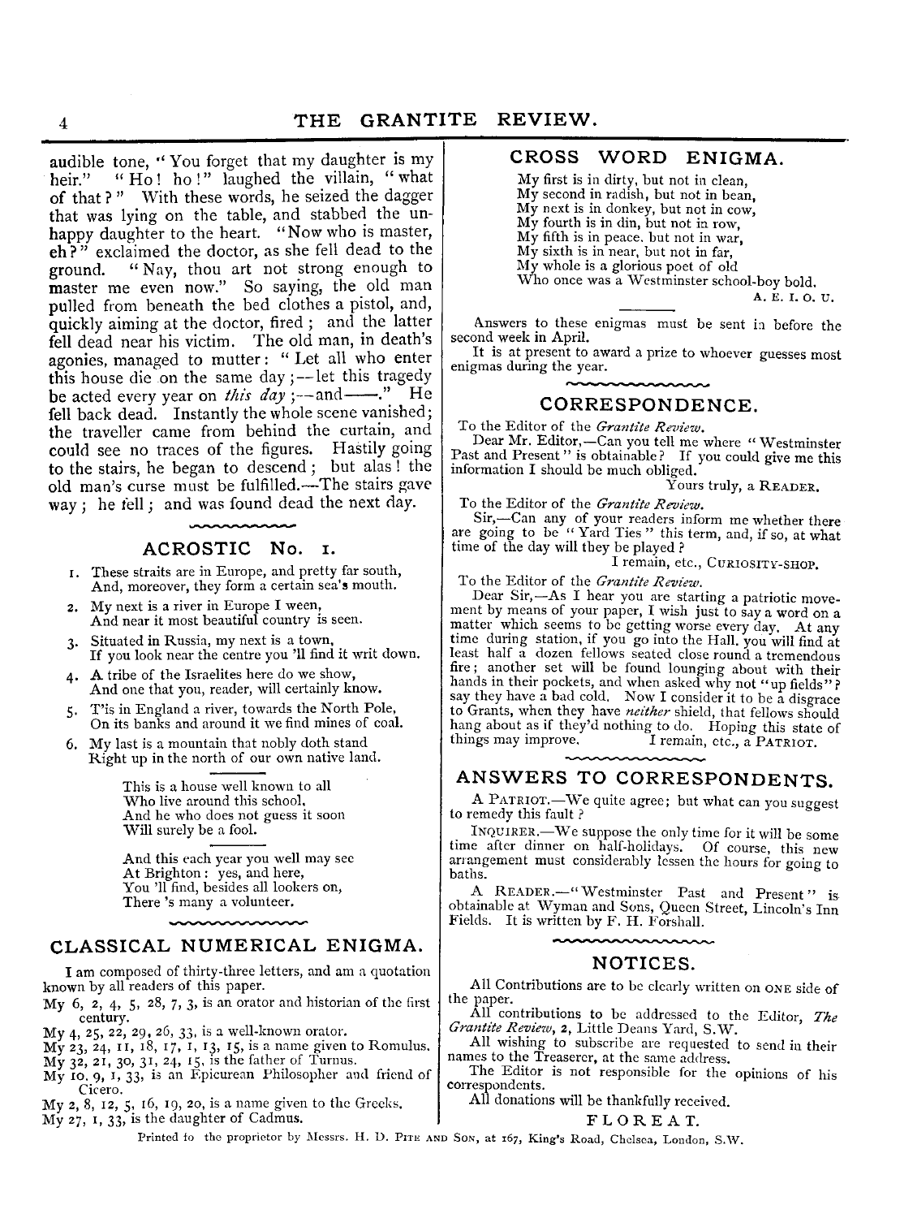audible tone, "You forget that my daughter is my heir." "Ho! ho!" laughed the villain, "what of that?" With these words, he seized the dagger that was lying on the table, and stabbed the unhappy daughter to the heart. "Now who is master, eh?" exclaimed the doctor, as she fell dead to the ground. "Nay, thou art not strong enough to master me even now." So saying, the old man pulled from beneath the bed clothes a pistol, and, quickly aiming at the doctor, fired; and the latter fell dead near his victim. The old man, in death's agonies, managed to mutter: "Let all who enter this house die on the same day;—let this tragedy be acted every year on *this day*;—and——." He fell back dead. Instantly the whole scene vanished; the traveller came from behind the curtain, and could see no traces of the figures. Hastily going to the stairs, he began to descend; but alas! the old man's curse must be fulfilled.—The stairs gave way; he fell; and was found dead the next day.

## ACROSTIC No. 1.

1. These straits are in Europe, and pretty far south,
   And, moreover, they form a certain sea's mouth.
2. My next is a river in Europe I ween,
   And near it most beautiful country is seen.
3. Situated in Russia, my next is a town,
   If you look near the centre you 'll find it writ down.
4. A tribe of the Israelites here do we show,
   And one that you, reader, will certainly know.
5. T'is in England a river, towards the North Pole,
   On its banks and around it we find mines of coal.
6. My last is a mountain that nobly doth stand
   Right up in the north of our own native land.

This is a house well known to all
Who live around this school,
And he who does not guess it soon
Will surely be a fool.

And this each year you well may see
At Brighton: yes, and here,
You 'll find, besides all lookers on,
There 's many a volunteer.

## CLASSICAL NUMERICAL ENIGMA.

I am composed of thirty-three letters, and am a quotation known by all readers of this paper.

My 6, 2, 4, 5, 28, 7, 3, is an orator and historian of the first century.
My 4, 25, 22, 29, 26, 33, is a well-known orator.
My 23, 24, 11, 18, 17, 1, 13, 15, is a name given to Romulus.
My 32, 21, 30, 31, 24, 15, is the father of Turnus.
My 10, 9, 1, 33, is an Epicurean Philosopher and friend of Cicero.
My 2, 8, 12, 5, 16, 19, 20, is a name given to the Greeks.
My 27, 1, 33, is the daughter of Cadmus.

## CROSS WORD ENIGMA.

My first is in dirty, but not in clean,
My second in radish, but not in bean,
My next is in donkey, but not in cow,
My fourth is in din, but not in row,
My fifth is in peace, but not in war,
My sixth is in near, but not in far,
My whole is a glorious poet of old
Who once was a Westminster school-boy bold.

A. E. I. O. U.

Answers to these enigmas must be sent in before the second week in April.

It is at present to award a prize to whoever guesses most enigmas during the year.

## CORRESPONDENCE.

To the Editor of the *Grantite Review*.

Dear Mr. Editor,—Can you tell me where "Westminster Past and Present" is obtainable? If you could give me this information I should be much obliged.

Yours truly, a READER.

To the Editor of the *Grantite Review*.

Sir,—Can any of your readers inform me whether there are going to be "Yard Ties" this term, and, if so, at what time of the day will they be played?

I remain, etc., CURIOSITY-SHOP.

To the Editor of the *Grantite Review*.

Dear Sir,—As I hear you are starting a patriotic movement by means of your paper, I wish just to say a word on a matter which seems to be getting worse every day. At any time during station, if you go into the Hall, you will find at least half a dozen fellows seated close round a tremendous fire; another set will be found lounging about with their hands in their pockets, and when asked why not "up fields"? say they have a bad cold. Now I consider it to be a disgrace to Grants, when they have *neither* shield, that fellows should hang about as if they'd nothing to do. Hoping this state of things may improve. I remain, etc., a PATRIOT.

## ANSWERS TO CORRESPONDENTS.

A PATRIOT.—We quite agree; but what can you suggest to remedy this fault?

INQUIRER.—We suppose the only time for it will be some time after dinner on half-holidays. Of course, this new arrangement must considerably lessen the hours for going to baths.

A READER.—"Westminster Past and Present" is obtainable at Wyman and Sons, Queen Street, Lincoln's Inn Fields. It is written by F. H. Forshall.

## NOTICES.

All Contributions are to be clearly written on ONE side of the paper.

All contributions to be addressed to the Editor, *The Grantite Review*, 2, Little Deans Yard, S.W.

All wishing to subscribe are requested to send in their names to the Treaserer, at the same address.

The Editor is not responsible for the opinions of his correspondents.

All donations will be thankfully received.

FLOREAT.

Printed for the proprietor by Messrs. H. D. PITE AND SON, at 167, King's Road, Chelsea, London, S.W.